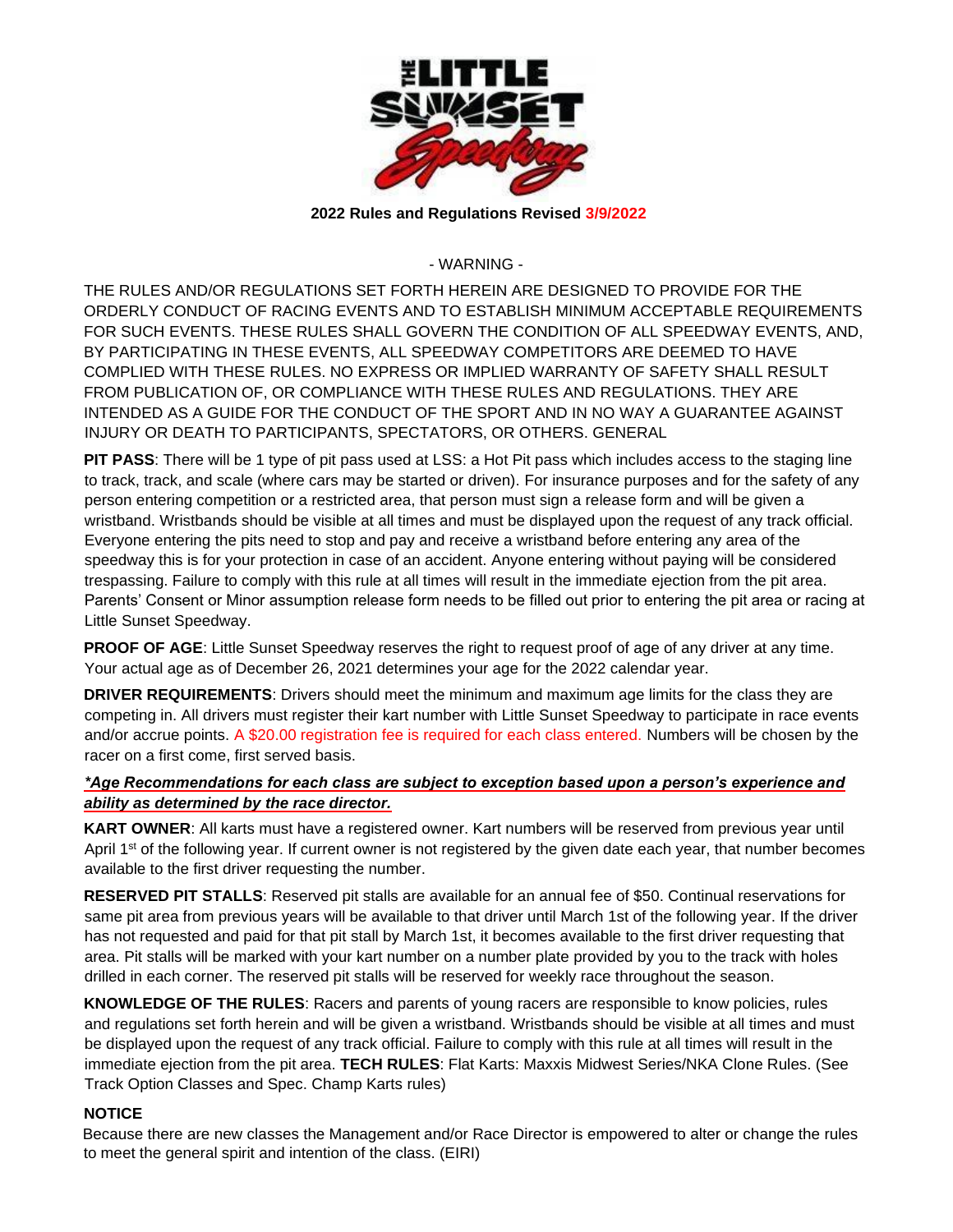**2022 Rules and Regulations Revised 3/9/2022**

- WARNING -

THE RULES AND/OR REGULATIONS SET FORTH HEREIN ARE DESIGNED TO PROVIDE FOR THE ORDERLY CONDUCT OF RACING EVENTS AND TO ESTABLISH MINIMUM ACCEPTABLE REQUIREMENTS FOR SUCH EVENTS. THESE RULES SHALL GOVERN THE CONDITION OF ALL SPEEDWAY EVENTS, AND, BY PARTICIPATING IN THESE EVENTS, ALL SPEEDWAY COMPETITORS ARE DEEMED TO HAVE COMPLIED WITH THESE RULES. NO EXPRESS OR IMPLIED WARRANTY OF SAFETY SHALL RESULT FROM PUBLICATION OF, OR COMPLIANCE WITH THESE RULES AND REGULATIONS. THEY ARE INTENDED AS A GUIDE FOR THE CONDUCT OF THE SPORT AND IN NO WAY A GUARANTEE AGAINST INJURY OR DEATH TO PARTICIPANTS, SPECTATORS, OR OTHERS. GENERAL

**PIT PASS**: There will be 1 type of pit pass used at LSS: a Hot Pit pass which includes access to the staging line to track, track, and scale (where cars may be started or driven). For insurance purposes and for the safety of any person entering competition or a restricted area, that person must sign a release form and will be given a wristband. Wristbands should be visible at all times and must be displayed upon the request of any track official. Everyone entering the pits need to stop and pay and receive a wristband before entering any area of the speedway this is for your protection in case of an accident. Anyone entering without paying will be considered trespassing. Failure to comply with this rule at all times will result in the immediate ejection from the pit area. Parents' Consent or Minor assumption release form needs to be filled out prior to entering the pit area or racing at Little Sunset Speedway.

**PROOF OF AGE**: Little Sunset Speedway reserves the right to request proof of age of any driver at any time. Your actual age as of December 26, 2021 determines your age for the 2022 calendar year.

**DRIVER REQUIREMENTS**: Drivers should meet the minimum and maximum age limits for the class they are competing in. All drivers must register their kart number with Little Sunset Speedway to participate in race events and/or accrue points. A $20.00 registration fee is required for each class entered. Numbers will be chosen by the racer on a first come, first served basis.

***\*Age Recommendations for each class are subject to exception based upon a person's experience and ability as determined by the race director.***

**KART OWNER**: All karts must have a registered owner. Kart numbers will be reserved from previous year until April 1st of the following year. If current owner is not registered by the given date each year, that number becomes available to the first driver requesting the number.

**RESERVED PIT STALLS**: Reserved pit stalls are available for an annual fee of $50. Continual reservations for same pit area from previous years will be available to that driver until March 1st of the following year. If the driver has not requested and paid for that pit stall by March 1st, it becomes available to the first driver requesting that area. Pit stalls will be marked with your kart number on a number plate provided by you to the track with holes drilled in each corner. The reserved pit stalls will be reserved for weekly race throughout the season.

**KNOWLEDGE OF THE RULES**: Racers and parents of young racers are responsible to know policies, rules and regulations set forth herein and will be given a wristband. Wristbands should be visible at all times and must be displayed upon the request of any track official. Failure to comply with this rule at all times will result in the immediate ejection from the pit area. **TECH RULES**: Flat Karts: Maxxis Midwest Series/NKA Clone Rules. (See Track Option Classes and Spec. Champ Karts rules)

**NOTICE**

Because there are new classes the Management and/or Race Director is empowered to alter or change the rules to meet the general spirit and intention of the class. (EIRI)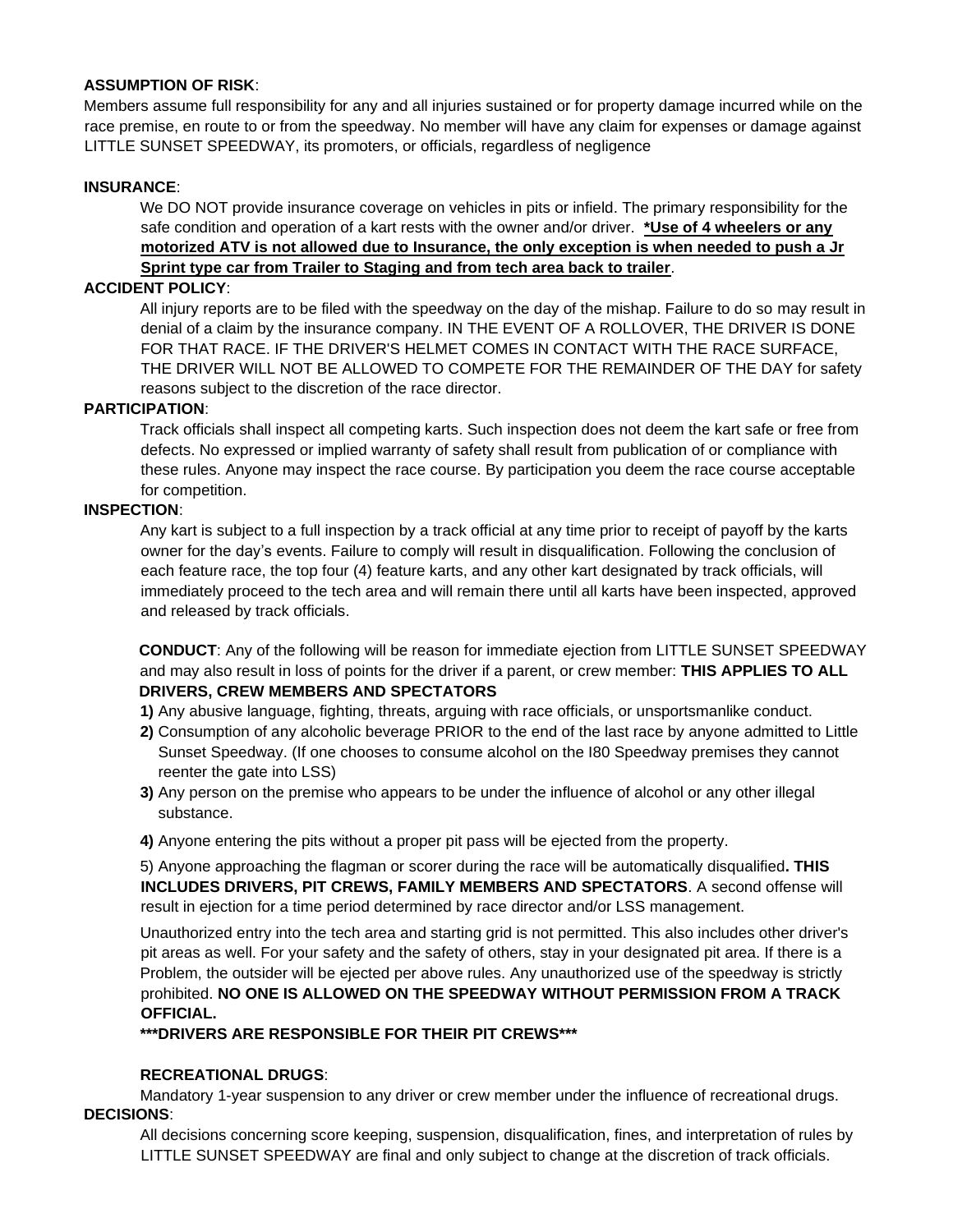**ASSUMPTION OF RISK**:

Members assume full responsibility for any and all injuries sustained or for property damage incurred while on the race premise, en route to or from the speedway. No member will have any claim for expenses or damage against LITTLE SUNSET SPEEDWAY, its promoters, or officials, regardless of negligence

**INSURANCE**:

We DO NOT provide insurance coverage on vehicles in pits or infield. The primary responsibility for the safe condition and operation of a kart rests with the owner and/or driver. ***Use of 4 wheelers or any motorized ATV is not allowed due to Insurance, the only exception is when needed to push a Jr Sprint type car from Trailer to Staging and from tech area back to trailer**.

**ACCIDENT POLICY**:

All injury reports are to be filed with the speedway on the day of the mishap. Failure to do so may result in denial of a claim by the insurance company. IN THE EVENT OF A ROLLOVER, THE DRIVER IS DONE FOR THAT RACE. IF THE DRIVER'S HELMET COMES IN CONTACT WITH THE RACE SURFACE, THE DRIVER WILL NOT BE ALLOWED TO COMPETE FOR THE REMAINDER OF THE DAY for safety reasons subject to the discretion of the race director.

**PARTICIPATION**:

Track officials shall inspect all competing karts. Such inspection does not deem the kart safe or free from defects. No expressed or implied warranty of safety shall result from publication of or compliance with these rules. Anyone may inspect the race course. By participation you deem the race course acceptable for competition.

**INSPECTION**:

Any kart is subject to a full inspection by a track official at any time prior to receipt of payoff by the karts owner for the day's events. Failure to comply will result in disqualification. Following the conclusion of each feature race, the top four (4) feature karts, and any other kart designated by track officials, will immediately proceed to the tech area and will remain there until all karts have been inspected, approved and released by track officials.

**CONDUCT**: Any of the following will be reason for immediate ejection from LITTLE SUNSET SPEEDWAY and may also result in loss of points for the driver if a parent, or crew member: **THIS APPLIES TO ALL DRIVERS, CREW MEMBERS AND SPECTATORS**

**1)** Any abusive language, fighting, threats, arguing with race officials, or unsportsmanlike conduct.

**2)** Consumption of any alcoholic beverage PRIOR to the end of the last race by anyone admitted to Little Sunset Speedway. (If one chooses to consume alcohol on the I80 Speedway premises they cannot reenter the gate into LSS)

**3)** Any person on the premise who appears to be under the influence of alcohol or any other illegal substance.

**4)** Anyone entering the pits without a proper pit pass will be ejected from the property.

5) Anyone approaching the flagman or scorer during the race will be automatically disqualified**. THIS INCLUDES DRIVERS, PIT CREWS, FAMILY MEMBERS AND SPECTATORS**. A second offense will result in ejection for a time period determined by race director and/or LSS management.

Unauthorized entry into the tech area and starting grid is not permitted. This also includes other driver's pit areas as well. For your safety and the safety of others, stay in your designated pit area. If there is a Problem, the outsider will be ejected per above rules. Any unauthorized use of the speedway is strictly prohibited. **NO ONE IS ALLOWED ON THE SPEEDWAY WITHOUT PERMISSION FROM A TRACK OFFICIAL.**

*****DRIVERS ARE RESPONSIBLE FOR THEIR PIT CREWS*****

**RECREATIONAL DRUGS**:

Mandatory 1-year suspension to any driver or crew member under the influence of recreational drugs.

**DECISIONS**:

All decisions concerning score keeping, suspension, disqualification, fines, and interpretation of rules by LITTLE SUNSET SPEEDWAY are final and only subject to change at the discretion of track officials.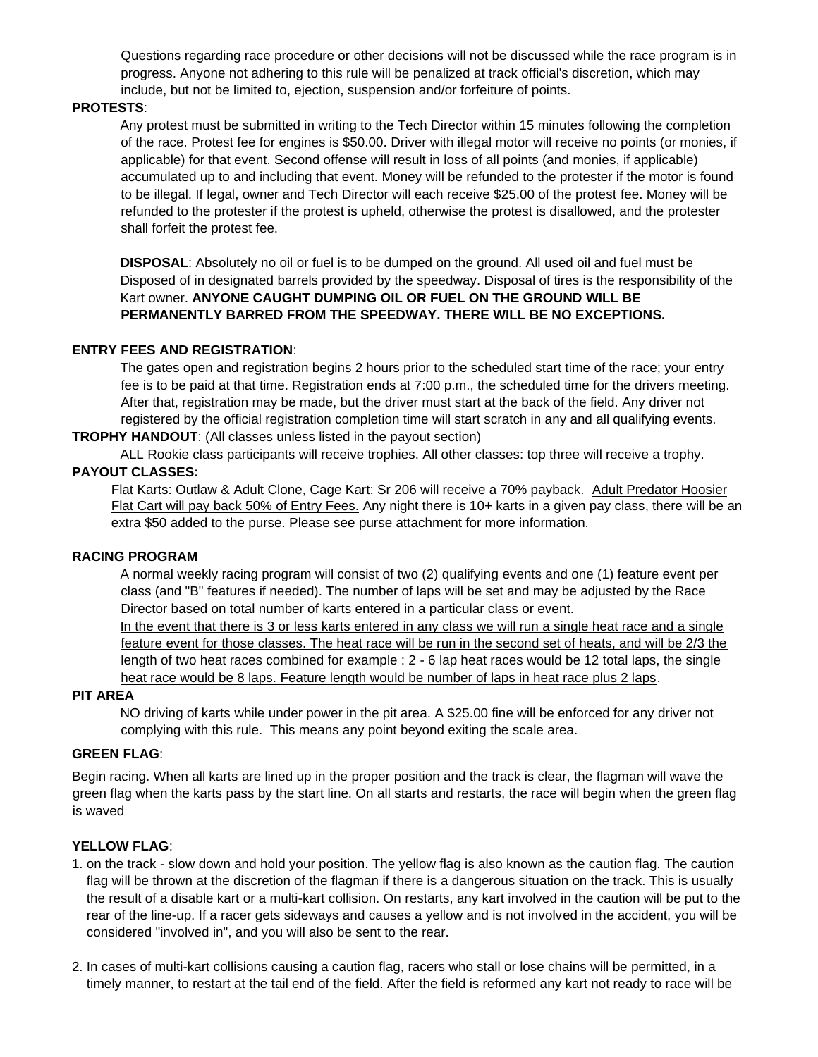Questions regarding race procedure or other decisions will not be discussed while the race program is in progress. Anyone not adhering to this rule will be penalized at track official's discretion, which may include, but not be limited to, ejection, suspension and/or forfeiture of points.

**PROTESTS**:

Any protest must be submitted in writing to the Tech Director within 15 minutes following the completion of the race. Protest fee for engines is $50.00. Driver with illegal motor will receive no points (or monies, if applicable) for that event. Second offense will result in loss of all points (and monies, if applicable) accumulated up to and including that event. Money will be refunded to the protester if the motor is found to be illegal. If legal, owner and Tech Director will each receive $25.00 of the protest fee. Money will be refunded to the protester if the protest is upheld, otherwise the protest is disallowed, and the protester shall forfeit the protest fee.

**DISPOSAL**: Absolutely no oil or fuel is to be dumped on the ground. All used oil and fuel must be Disposed of in designated barrels provided by the speedway. Disposal of tires is the responsibility of the Kart owner. **ANYONE CAUGHT DUMPING OIL OR FUEL ON THE GROUND WILL BE PERMANENTLY BARRED FROM THE SPEEDWAY. THERE WILL BE NO EXCEPTIONS.**

**ENTRY FEES AND REGISTRATION**:

The gates open and registration begins 2 hours prior to the scheduled start time of the race; your entry fee is to be paid at that time. Registration ends at 7:00 p.m., the scheduled time for the drivers meeting. After that, registration may be made, but the driver must start at the back of the field. Any driver not registered by the official registration completion time will start scratch in any and all qualifying events.

**TROPHY HANDOUT**: (All classes unless listed in the payout section)

ALL Rookie class participants will receive trophies. All other classes: top three will receive a trophy.

**PAYOUT CLASSES:**

Flat Karts: Outlaw & Adult Clone, Cage Kart: Sr 206 will receive a 70% payback. Adult Predator Hoosier Flat Cart will pay back 50% of Entry Fees. Any night there is 10+ karts in a given pay class, there will be an extra $50 added to the purse. Please see purse attachment for more information.

**RACING PROGRAM**

A normal weekly racing program will consist of two (2) qualifying events and one (1) feature event per class (and "B" features if needed). The number of laps will be set and may be adjusted by the Race Director based on total number of karts entered in a particular class or event.

In the event that there is 3 or less karts entered in any class we will run a single heat race and a single feature event for those classes. The heat race will be run in the second set of heats, and will be 2/3 the length of two heat races combined for example : 2 - 6 lap heat races would be 12 total laps, the single heat race would be 8 laps. Feature length would be number of laps in heat race plus 2 laps.

**PIT AREA**

NO driving of karts while under power in the pit area. A $25.00 fine will be enforced for any driver not complying with this rule. This means any point beyond exiting the scale area.

**GREEN FLAG**:

Begin racing. When all karts are lined up in the proper position and the track is clear, the flagman will wave the green flag when the karts pass by the start line. On all starts and restarts, the race will begin when the green flag is waved

**YELLOW FLAG**:

1. on the track - slow down and hold your position. The yellow flag is also known as the caution flag. The caution flag will be thrown at the discretion of the flagman if there is a dangerous situation on the track. This is usually the result of a disable kart or a multi-kart collision. On restarts, any kart involved in the caution will be put to the rear of the line-up. If a racer gets sideways and causes a yellow and is not involved in the accident, you will be considered "involved in", and you will also be sent to the rear.

2. In cases of multi-kart collisions causing a caution flag, racers who stall or lose chains will be permitted, in a timely manner, to restart at the tail end of the field. After the field is reformed any kart not ready to race will be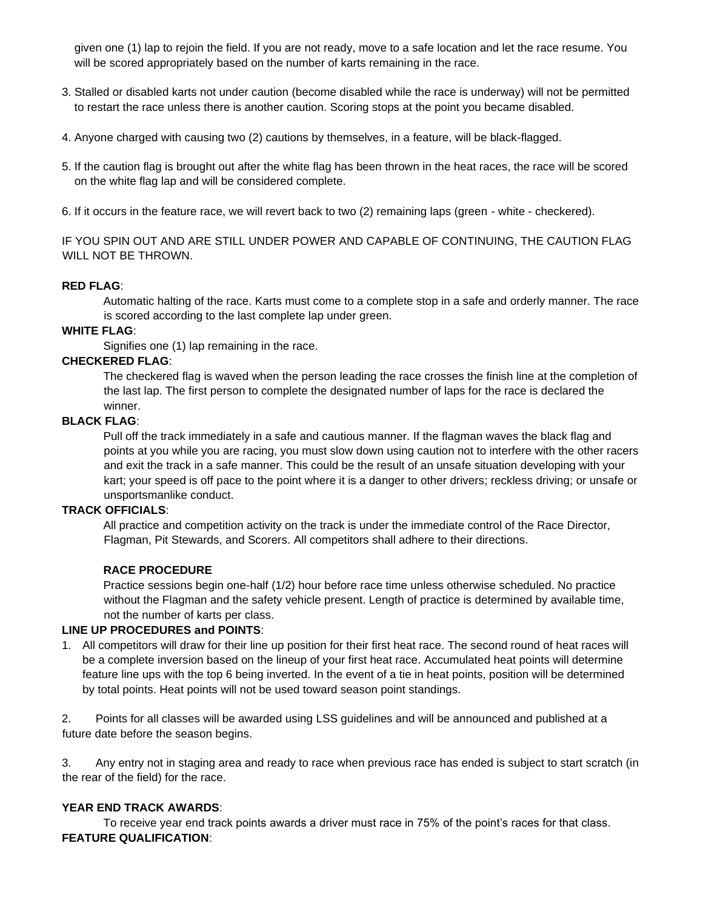given one (1) lap to rejoin the field. If you are not ready, move to a safe location and let the race resume. You will be scored appropriately based on the number of karts remaining in the race.

3. Stalled or disabled karts not under caution (become disabled while the race is underway) will not be permitted to restart the race unless there is another caution. Scoring stops at the point you became disabled.

4. Anyone charged with causing two (2) cautions by themselves, in a feature, will be black-flagged.

5. If the caution flag is brought out after the white flag has been thrown in the heat races, the race will be scored on the white flag lap and will be considered complete.

6. If it occurs in the feature race, we will revert back to two (2) remaining laps (green - white - checkered).

IF YOU SPIN OUT AND ARE STILL UNDER POWER AND CAPABLE OF CONTINUING, THE CAUTION FLAG WILL NOT BE THROWN.

**RED FLAG**:

Automatic halting of the race. Karts must come to a complete stop in a safe and orderly manner. The race is scored according to the last complete lap under green.

**WHITE FLAG**:

Signifies one (1) lap remaining in the race.

**CHECKERED FLAG**:

The checkered flag is waved when the person leading the race crosses the finish line at the completion of the last lap. The first person to complete the designated number of laps for the race is declared the winner.

**BLACK FLAG**:

Pull off the track immediately in a safe and cautious manner. If the flagman waves the black flag and points at you while you are racing, you must slow down using caution not to interfere with the other racers and exit the track in a safe manner. This could be the result of an unsafe situation developing with your kart; your speed is off pace to the point where it is a danger to other drivers; reckless driving; or unsafe or unsportsmanlike conduct.

**TRACK OFFICIALS**:

All practice and competition activity on the track is under the immediate control of the Race Director, Flagman, Pit Stewards, and Scorers. All competitors shall adhere to their directions.

**RACE PROCEDURE**

Practice sessions begin one-half (1/2) hour before race time unless otherwise scheduled. No practice without the Flagman and the safety vehicle present. Length of practice is determined by available time, not the number of karts per class.

**LINE UP PROCEDURES and POINTS**:

1. All competitors will draw for their line up position for their first heat race. The second round of heat races will be a complete inversion based on the lineup of your first heat race. Accumulated heat points will determine feature line ups with the top 6 being inverted. In the event of a tie in heat points, position will be determined by total points. Heat points will not be used toward season point standings.

2. Points for all classes will be awarded using LSS guidelines and will be announced and published at a future date before the season begins.

3. Any entry not in staging area and ready to race when previous race has ended is subject to start scratch (in the rear of the field) for the race.

**YEAR END TRACK AWARDS**:

To receive year end track points awards a driver must race in 75% of the point's races for that class.

**FEATURE QUALIFICATION**: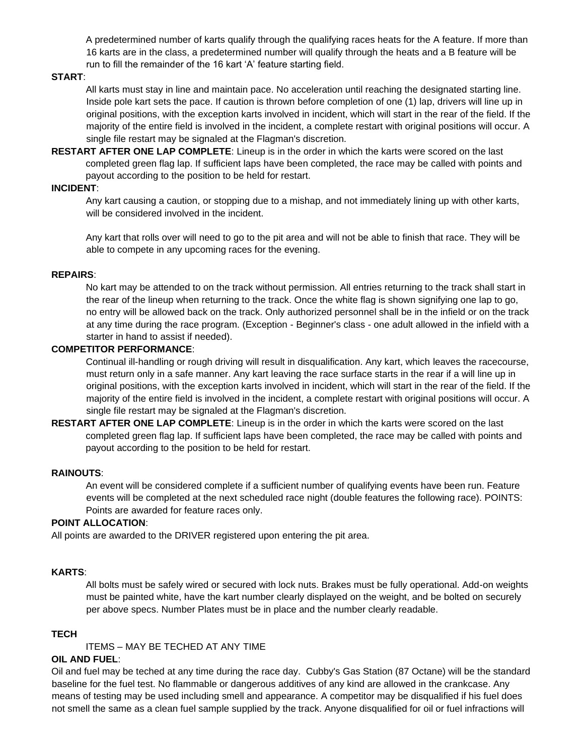A predetermined number of karts qualify through the qualifying races heats for the A feature. If more than 16 karts are in the class, a predetermined number will qualify through the heats and a B feature will be run to fill the remainder of the 16 kart 'A' feature starting field.

**START**:

All karts must stay in line and maintain pace. No acceleration until reaching the designated starting line. Inside pole kart sets the pace. If caution is thrown before completion of one (1) lap, drivers will line up in original positions, with the exception karts involved in incident, which will start in the rear of the field. If the majority of the entire field is involved in the incident, a complete restart with original positions will occur. A single file restart may be signaled at the Flagman's discretion.

**RESTART AFTER ONE LAP COMPLETE**: Lineup is in the order in which the karts were scored on the last completed green flag lap. If sufficient laps have been completed, the race may be called with points and payout according to the position to be held for restart.

**INCIDENT**:

Any kart causing a caution, or stopping due to a mishap, and not immediately lining up with other karts, will be considered involved in the incident.

Any kart that rolls over will need to go to the pit area and will not be able to finish that race. They will be able to compete in any upcoming races for the evening.

**REPAIRS**:

No kart may be attended to on the track without permission. All entries returning to the track shall start in the rear of the lineup when returning to the track. Once the white flag is shown signifying one lap to go, no entry will be allowed back on the track. Only authorized personnel shall be in the infield or on the track at any time during the race program. (Exception - Beginner's class - one adult allowed in the infield with a starter in hand to assist if needed).

**COMPETITOR PERFORMANCE**:

Continual ill-handling or rough driving will result in disqualification. Any kart, which leaves the racecourse, must return only in a safe manner. Any kart leaving the race surface starts in the rear if a will line up in original positions, with the exception karts involved in incident, which will start in the rear of the field. If the majority of the entire field is involved in the incident, a complete restart with original positions will occur. A single file restart may be signaled at the Flagman's discretion.

**RESTART AFTER ONE LAP COMPLETE**: Lineup is in the order in which the karts were scored on the last completed green flag lap. If sufficient laps have been completed, the race may be called with points and payout according to the position to be held for restart.

**RAINOUTS**:

An event will be considered complete if a sufficient number of qualifying events have been run. Feature events will be completed at the next scheduled race night (double features the following race). POINTS: Points are awarded for feature races only.

**POINT ALLOCATION**:

All points are awarded to the DRIVER registered upon entering the pit area.

**KARTS**:

All bolts must be safely wired or secured with lock nuts. Brakes must be fully operational. Add-on weights must be painted white, have the kart number clearly displayed on the weight, and be bolted on securely per above specs. Number Plates must be in place and the number clearly readable.

**TECH**

ITEMS – MAY BE TECHED AT ANY TIME

**OIL AND FUEL**:

Oil and fuel may be teched at any time during the race day. Cubby's Gas Station (87 Octane) will be the standard baseline for the fuel test. No flammable or dangerous additives of any kind are allowed in the crankcase. Any means of testing may be used including smell and appearance. A competitor may be disqualified if his fuel does not smell the same as a clean fuel sample supplied by the track. Anyone disqualified for oil or fuel infractions will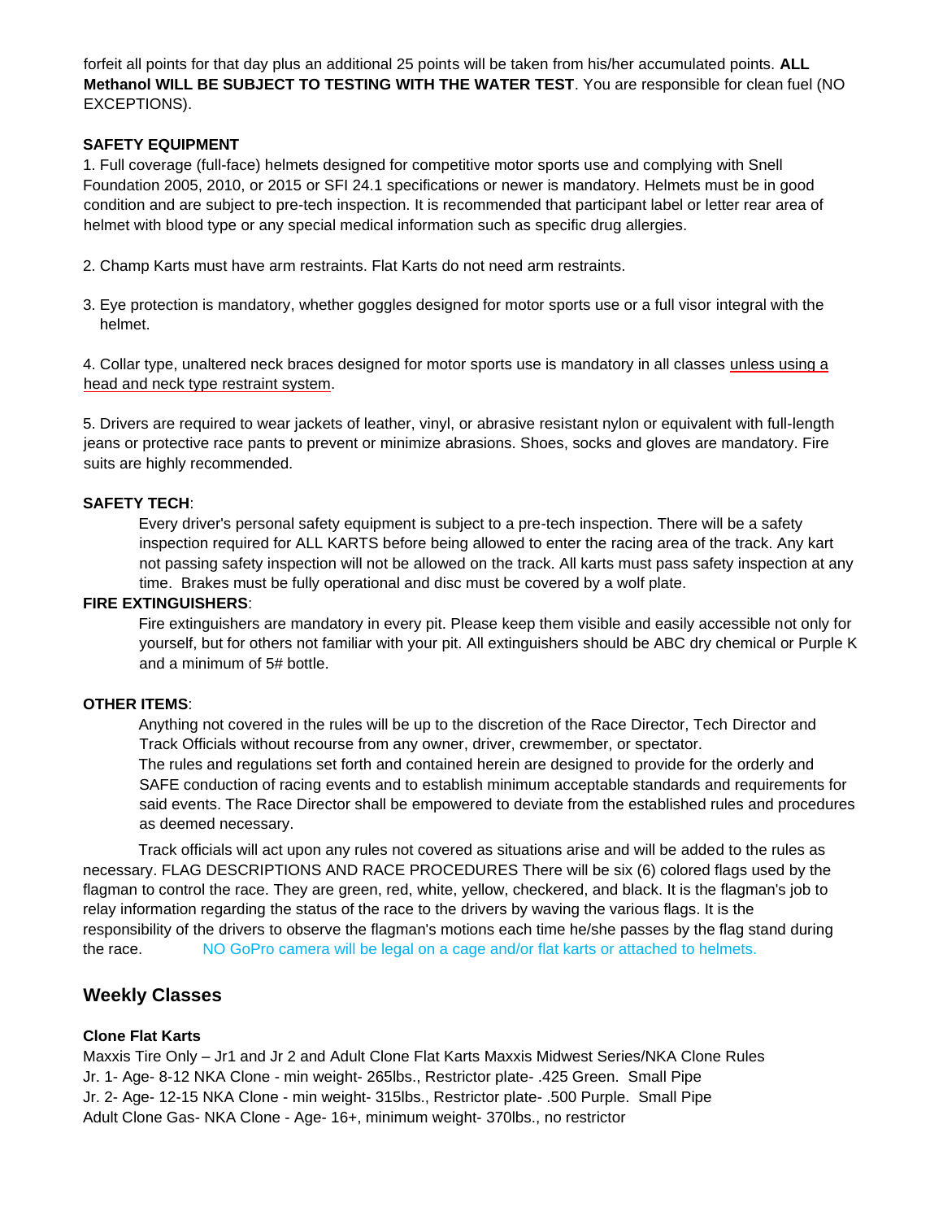forfeit all points for that day plus an additional 25 points will be taken from his/her accumulated points. **ALL Methanol WILL BE SUBJECT TO TESTING WITH THE WATER TEST**. You are responsible for clean fuel (NO EXCEPTIONS).

**SAFETY EQUIPMENT**

1. Full coverage (full-face) helmets designed for competitive motor sports use and complying with Snell Foundation 2005, 2010, or 2015 or SFI 24.1 specifications or newer is mandatory. Helmets must be in good condition and are subject to pre-tech inspection. It is recommended that participant label or letter rear area of helmet with blood type or any special medical information such as specific drug allergies.

2. Champ Karts must have arm restraints. Flat Karts do not need arm restraints.

3. Eye protection is mandatory, whether goggles designed for motor sports use or a full visor integral with the helmet.

4. Collar type, unaltered neck braces designed for motor sports use is mandatory in all classes unless using a head and neck type restraint system.

5. Drivers are required to wear jackets of leather, vinyl, or abrasive resistant nylon or equivalent with full-length jeans or protective race pants to prevent or minimize abrasions. Shoes, socks and gloves are mandatory. Fire suits are highly recommended.

**SAFETY TECH**:

Every driver's personal safety equipment is subject to a pre-tech inspection. There will be a safety inspection required for ALL KARTS before being allowed to enter the racing area of the track. Any kart not passing safety inspection will not be allowed on the track. All karts must pass safety inspection at any time. Brakes must be fully operational and disc must be covered by a wolf plate.

**FIRE EXTINGUISHERS**:

Fire extinguishers are mandatory in every pit. Please keep them visible and easily accessible not only for yourself, but for others not familiar with your pit. All extinguishers should be ABC dry chemical or Purple K and a minimum of 5# bottle.

**OTHER ITEMS**:

Anything not covered in the rules will be up to the discretion of the Race Director, Tech Director and Track Officials without recourse from any owner, driver, crewmember, or spectator.

The rules and regulations set forth and contained herein are designed to provide for the orderly and SAFE conduction of racing events and to establish minimum acceptable standards and requirements for said events. The Race Director shall be empowered to deviate from the established rules and procedures as deemed necessary.

Track officials will act upon any rules not covered as situations arise and will be added to the rules as necessary. FLAG DESCRIPTIONS AND RACE PROCEDURES There will be six (6) colored flags used by the flagman to control the race. They are green, red, white, yellow, checkered, and black. It is the flagman's job to relay information regarding the status of the race to the drivers by waving the various flags. It is the responsibility of the drivers to observe the flagman's motions each time he/she passes by the flag stand during the race. NO GoPro camera will be legal on a cage and/or flat karts or attached to helmets.

## Weekly Classes

**Clone Flat Karts**

Maxxis Tire Only – Jr1 and Jr 2 and Adult Clone Flat Karts Maxxis Midwest Series/NKA Clone Rules
Jr. 1- Age- 8-12 NKA Clone - min weight- 265lbs., Restrictor plate- .425 Green. Small Pipe
Jr. 2- Age- 12-15 NKA Clone - min weight- 315lbs., Restrictor plate- .500 Purple. Small Pipe
Adult Clone Gas- NKA Clone - Age- 16+, minimum weight- 370lbs., no restrictor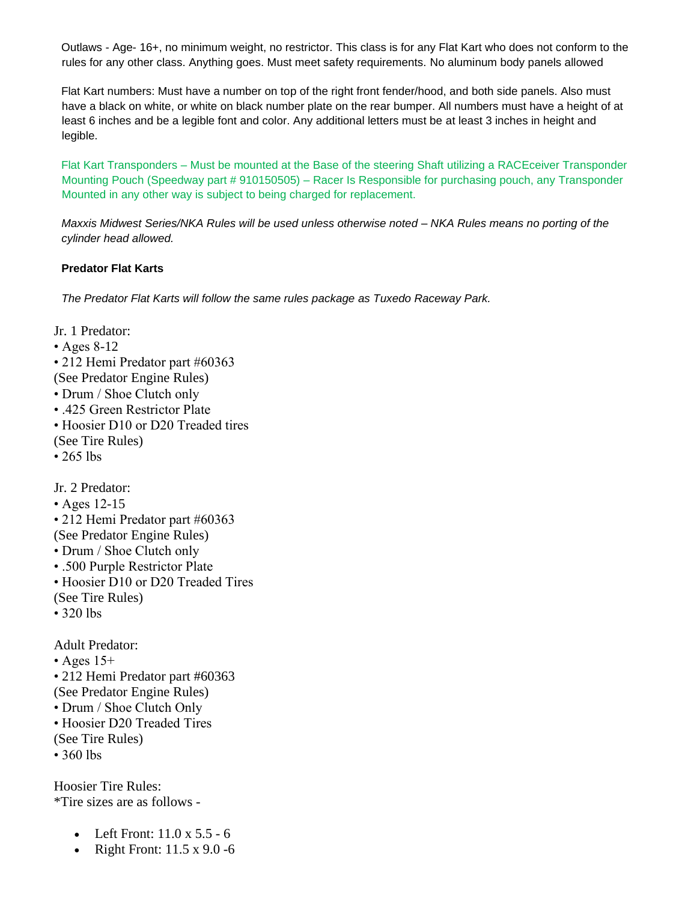Outlaws - Age- 16+, no minimum weight, no restrictor. This class is for any Flat Kart who does not conform to the rules for any other class. Anything goes. Must meet safety requirements. No aluminum body panels allowed

Flat Kart numbers: Must have a number on top of the right front fender/hood, and both side panels. Also must have a black on white, or white on black number plate on the rear bumper. All numbers must have a height of at least 6 inches and be a legible font and color. Any additional letters must be at least 3 inches in height and legible.

Flat Kart Transponders – Must be mounted at the Base of the steering Shaft utilizing a RACEceiver Transponder Mounting Pouch (Speedway part # 910150505) – Racer Is Responsible for purchasing pouch, any Transponder Mounted in any other way is subject to being charged for replacement.

*Maxxis Midwest Series/NKA Rules will be used unless otherwise noted – NKA Rules means no porting of the cylinder head allowed.*

**Predator Flat Karts**

*The Predator Flat Karts will follow the same rules package as Tuxedo Raceway Park.*

Jr. 1 Predator:
• Ages 8-12
• 212 Hemi Predator part #60363
(See Predator Engine Rules)
• Drum / Shoe Clutch only
• .425 Green Restrictor Plate
• Hoosier D10 or D20 Treaded tires
(See Tire Rules)
• 265 lbs

Jr. 2 Predator:
• Ages 12-15
• 212 Hemi Predator part #60363
(See Predator Engine Rules)
• Drum / Shoe Clutch only
• .500 Purple Restrictor Plate
• Hoosier D10 or D20 Treaded Tires
(See Tire Rules)
• 320 lbs

Adult Predator:
• Ages 15+
• 212 Hemi Predator part #60363
(See Predator Engine Rules)
• Drum / Shoe Clutch Only
• Hoosier D20 Treaded Tires
(See Tire Rules)
• 360 lbs

Hoosier Tire Rules:
*Tire sizes are as follows -

- Left Front: 11.0 x 5.5 - 6
- Right Front: 11.5 x 9.0 -6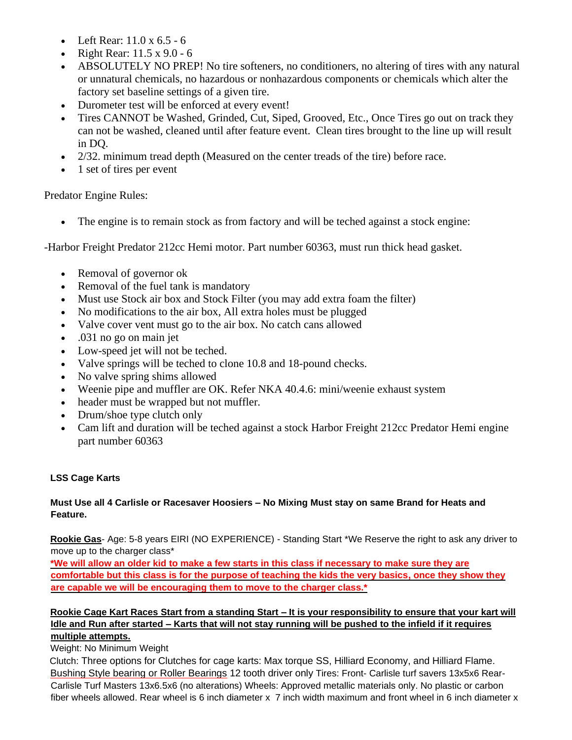- Left Rear: 11.0 x 6.5 - 6
- Right Rear: 11.5 x 9.0 - 6
- ABSOLUTELY NO PREP! No tire softeners, no conditioners, no altering of tires with any natural or unnatural chemicals, no hazardous or nonhazardous components or chemicals which alter the factory set baseline settings of a given tire.
- Durometer test will be enforced at every event!
- Tires CANNOT be Washed, Grinded, Cut, Siped, Grooved, Etc., Once Tires go out on track they can not be washed, cleaned until after feature event. Clean tires brought to the line up will result in DQ.
- 2/32. minimum tread depth (Measured on the center treads of the tire) before race.
- 1 set of tires per event

Predator Engine Rules:

- The engine is to remain stock as from factory and will be teched against a stock engine:

-Harbor Freight Predator 212cc Hemi motor. Part number 60363, must run thick head gasket.

- Removal of governor ok
- Removal of the fuel tank is mandatory
- Must use Stock air box and Stock Filter (you may add extra foam the filter)
- No modifications to the air box, All extra holes must be plugged
- Valve cover vent must go to the air box. No catch cans allowed
- .031 no go on main jet
- Low-speed jet will not be teched.
- Valve springs will be teched to clone 10.8 and 18-pound checks.
- No valve spring shims allowed
- Weenie pipe and muffler are OK. Refer NKA 40.4.6: mini/weenie exhaust system
- header must be wrapped but not muffler.
- Drum/shoe type clutch only
- Cam lift and duration will be teched against a stock Harbor Freight 212cc Predator Hemi engine part number 60363

**LSS Cage Karts**

**Must Use all 4 Carlisle or Racesaver Hoosiers – No Mixing Must stay on same Brand for Heats and Feature.**

**Rookie Gas**- Age: 5-8 years EIRI (NO EXPERIENCE) - Standing Start *We Reserve the right to ask any driver to move up to the charger class*

***We will allow an older kid to make a few starts in this class if necessary to make sure they are comfortable but this class is for the purpose of teaching the kids the very basics, once they show they are capable we will be encouraging them to move to the charger class.***

**Rookie Cage Kart Races Start from a standing Start – It is your responsibility to ensure that your kart will Idle and Run after started – Karts that will not stay running will be pushed to the infield if it requires multiple attempts.**

Weight: No Minimum Weight

Clutch: Three options for Clutches for cage karts: Max torque SS, Hilliard Economy, and Hilliard Flame. Bushing Style bearing or Roller Bearings 12 tooth driver only Tires: Front- Carlisle turf savers 13x5x6 Rear- Carlisle Turf Masters 13x6.5x6 (no alterations) Wheels: Approved metallic materials only. No plastic or carbon fiber wheels allowed. Rear wheel is 6 inch diameter x 7 inch width maximum and front wheel in 6 inch diameter x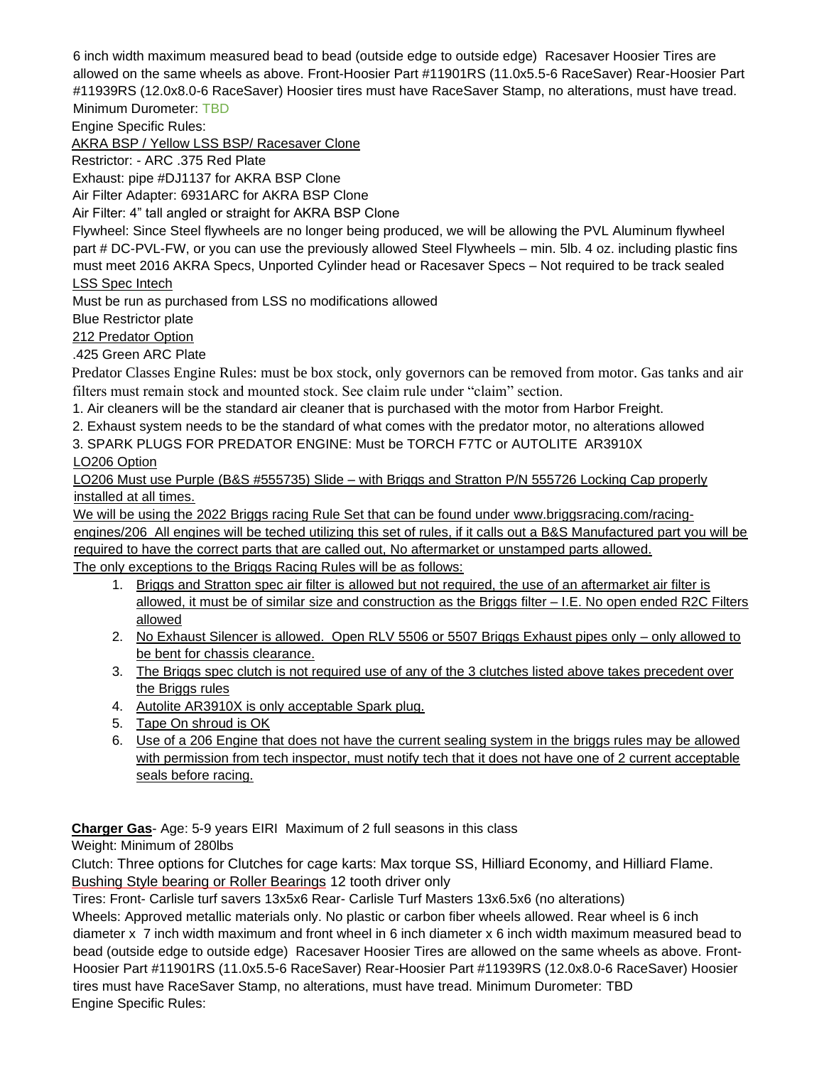6 inch width maximum measured bead to bead (outside edge to outside edge) Racesaver Hoosier Tires are allowed on the same wheels as above. Front-Hoosier Part #11901RS (11.0x5.5-6 RaceSaver) Rear-Hoosier Part #11939RS (12.0x8.0-6 RaceSaver) Hoosier tires must have RaceSaver Stamp, no alterations, must have tread. Minimum Durometer: TBD

Engine Specific Rules:

AKRA BSP / Yellow LSS BSP/ Racesaver Clone

Restrictor: - ARC .375 Red Plate

Exhaust: pipe #DJ1137 for AKRA BSP Clone

Air Filter Adapter: 6931ARC for AKRA BSP Clone

Air Filter: 4" tall angled or straight for AKRA BSP Clone

Flywheel: Since Steel flywheels are no longer being produced, we will be allowing the PVL Aluminum flywheel part # DC-PVL-FW, or you can use the previously allowed Steel Flywheels – min. 5lb. 4 oz. including plastic fins must meet 2016 AKRA Specs, Unported Cylinder head or Racesaver Specs – Not required to be track sealed

LSS Spec Intech

Must be run as purchased from LSS no modifications allowed

Blue Restrictor plate

212 Predator Option

.425 Green ARC Plate

Predator Classes Engine Rules: must be box stock, only governors can be removed from motor. Gas tanks and air filters must remain stock and mounted stock. See claim rule under "claim" section.

1. Air cleaners will be the standard air cleaner that is purchased with the motor from Harbor Freight.
2. Exhaust system needs to be the standard of what comes with the predator motor, no alterations allowed
3. SPARK PLUGS FOR PREDATOR ENGINE: Must be TORCH F7TC or AUTOLITE AR3910X

LO206 Option

LO206 Must use Purple (B&S #555735) Slide – with Briggs and Stratton P/N 555726 Locking Cap properly installed at all times.

We will be using the 2022 Briggs racing Rule Set that can be found under www.briggsracing.com/racing-engines/206 All engines will be teched utilizing this set of rules, if it calls out a B&S Manufactured part you will be required to have the correct parts that are called out, No aftermarket or unstamped parts allowed.

The only exceptions to the Briggs Racing Rules will be as follows:

1. Briggs and Stratton spec air filter is allowed but not required, the use of an aftermarket air filter is allowed, it must be of similar size and construction as the Briggs filter – I.E. No open ended R2C Filters allowed
2. No Exhaust Silencer is allowed. Open RLV 5506 or 5507 Briggs Exhaust pipes only – only allowed to be bent for chassis clearance.
3. The Briggs spec clutch is not required use of any of the 3 clutches listed above takes precedent over the Briggs rules
4. Autolite AR3910X is only acceptable Spark plug.
5. Tape On shroud is OK
6. Use of a 206 Engine that does not have the current sealing system in the briggs rules may be allowed with permission from tech inspector, must notify tech that it does not have one of 2 current acceptable seals before racing.

**Charger Gas**- Age: 5-9 years EIRI Maximum of 2 full seasons in this class

Weight: Minimum of 280lbs

Clutch: Three options for Clutches for cage karts: Max torque SS, Hilliard Economy, and Hilliard Flame.

Bushing Style bearing or Roller Bearings 12 tooth driver only

Tires: Front- Carlisle turf savers 13x5x6 Rear- Carlisle Turf Masters 13x6.5x6 (no alterations)

Wheels: Approved metallic materials only. No plastic or carbon fiber wheels allowed. Rear wheel is 6 inch diameter x 7 inch width maximum and front wheel in 6 inch diameter x 6 inch width maximum measured bead to bead (outside edge to outside edge) Racesaver Hoosier Tires are allowed on the same wheels as above. Front-Hoosier Part #11901RS (11.0x5.5-6 RaceSaver) Rear-Hoosier Part #11939RS (12.0x8.0-6 RaceSaver) Hoosier tires must have RaceSaver Stamp, no alterations, must have tread. Minimum Durometer: TBD

Engine Specific Rules: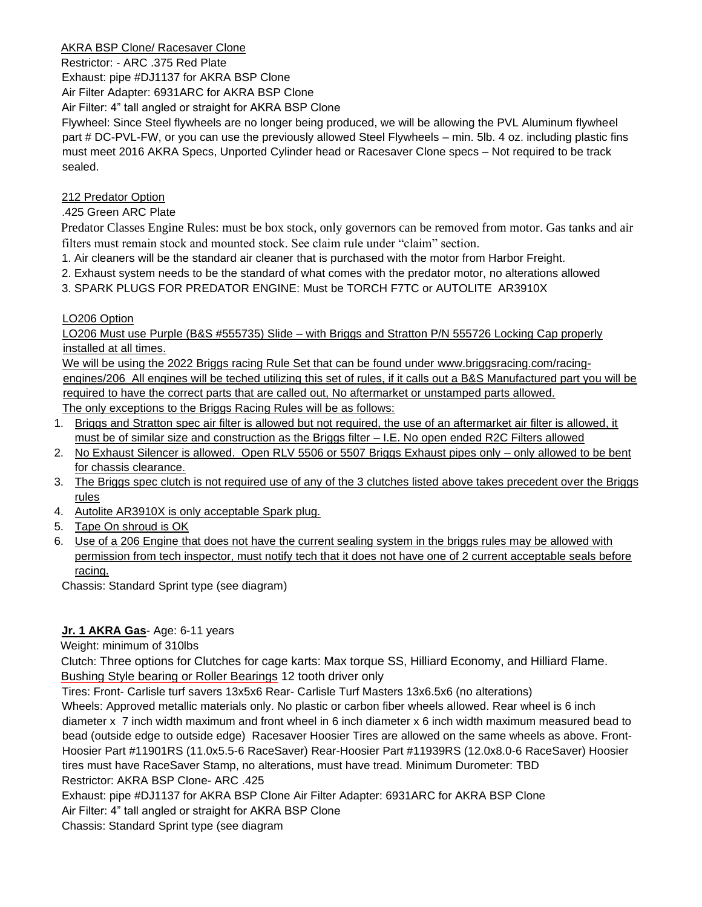AKRA BSP Clone/ Racesaver Clone

Restrictor: - ARC .375 Red Plate

Exhaust: pipe #DJ1137 for AKRA BSP Clone

Air Filter Adapter: 6931ARC for AKRA BSP Clone

Air Filter: 4" tall angled or straight for AKRA BSP Clone

Flywheel: Since Steel flywheels are no longer being produced, we will be allowing the PVL Aluminum flywheel part # DC-PVL-FW, or you can use the previously allowed Steel Flywheels – min. 5lb. 4 oz. including plastic fins must meet 2016 AKRA Specs, Unported Cylinder head or Racesaver Clone specs – Not required to be track sealed.

212 Predator Option

.425 Green ARC Plate

Predator Classes Engine Rules: must be box stock, only governors can be removed from motor. Gas tanks and air filters must remain stock and mounted stock. See claim rule under "claim" section.

1. Air cleaners will be the standard air cleaner that is purchased with the motor from Harbor Freight.
2. Exhaust system needs to be the standard of what comes with the predator motor, no alterations allowed
3. SPARK PLUGS FOR PREDATOR ENGINE: Must be TORCH F7TC or AUTOLITE AR3910X

LO206 Option

LO206 Must use Purple (B&S #555735) Slide – with Briggs and Stratton P/N 555726 Locking Cap properly installed at all times.

We will be using the 2022 Briggs racing Rule Set that can be found under www.briggsracing.com/racing-engines/206 All engines will be teched utilizing this set of rules, if it calls out a B&S Manufactured part you will be required to have the correct parts that are called out, No aftermarket or unstamped parts allowed.

The only exceptions to the Briggs Racing Rules will be as follows:

1. Briggs and Stratton spec air filter is allowed but not required, the use of an aftermarket air filter is allowed, it must be of similar size and construction as the Briggs filter – I.E. No open ended R2C Filters allowed
2. No Exhaust Silencer is allowed. Open RLV 5506 or 5507 Briggs Exhaust pipes only – only allowed to be bent for chassis clearance.
3. The Briggs spec clutch is not required use of any of the 3 clutches listed above takes precedent over the Briggs rules
4. Autolite AR3910X is only acceptable Spark plug.
5. Tape On shroud is OK
6. Use of a 206 Engine that does not have the current sealing system in the briggs rules may be allowed with permission from tech inspector, must notify tech that it does not have one of 2 current acceptable seals before racing.

Chassis: Standard Sprint type (see diagram)

**Jr. 1 AKRA Gas**- Age: 6-11 years

Weight: minimum of 310lbs

Clutch: Three options for Clutches for cage karts: Max torque SS, Hilliard Economy, and Hilliard Flame. Bushing Style bearing or Roller Bearings 12 tooth driver only

Tires: Front- Carlisle turf savers 13x5x6 Rear- Carlisle Turf Masters 13x6.5x6 (no alterations)

Wheels: Approved metallic materials only. No plastic or carbon fiber wheels allowed. Rear wheel is 6 inch diameter x 7 inch width maximum and front wheel in 6 inch diameter x 6 inch width maximum measured bead to bead (outside edge to outside edge) Racesaver Hoosier Tires are allowed on the same wheels as above. Front- Hoosier Part #11901RS (11.0x5.5-6 RaceSaver) Rear-Hoosier Part #11939RS (12.0x8.0-6 RaceSaver) Hoosier tires must have RaceSaver Stamp, no alterations, must have tread. Minimum Durometer: TBD

Restrictor: AKRA BSP Clone- ARC .425

Exhaust: pipe #DJ1137 for AKRA BSP Clone Air Filter Adapter: 6931ARC for AKRA BSP Clone

Air Filter: 4" tall angled or straight for AKRA BSP Clone

Chassis: Standard Sprint type (see diagram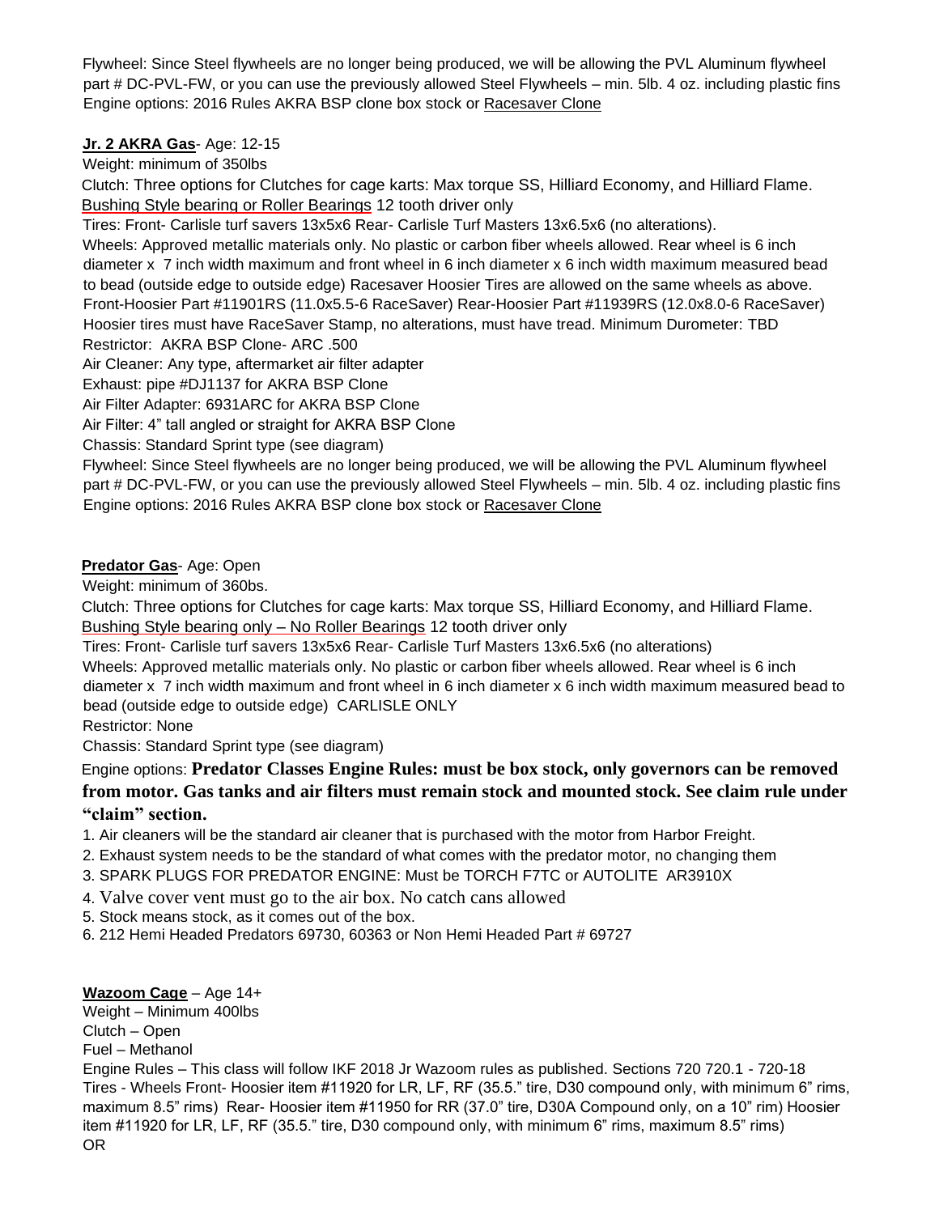Flywheel: Since Steel flywheels are no longer being produced, we will be allowing the PVL Aluminum flywheel part # DC-PVL-FW, or you can use the previously allowed Steel Flywheels – min. 5lb. 4 oz. including plastic fins
Engine options: 2016 Rules AKRA BSP clone box stock or Racesaver Clone

**Jr. 2 AKRA Gas**- Age: 12-15

Weight: minimum of 350lbs

Clutch: Three options for Clutches for cage karts: Max torque SS, Hilliard Economy, and Hilliard Flame. Bushing Style bearing or Roller Bearings 12 tooth driver only

Tires: Front- Carlisle turf savers 13x5x6 Rear- Carlisle Turf Masters 13x6.5x6 (no alterations).

Wheels: Approved metallic materials only. No plastic or carbon fiber wheels allowed. Rear wheel is 6 inch diameter x 7 inch width maximum and front wheel in 6 inch diameter x 6 inch width maximum measured bead to bead (outside edge to outside edge) Racesaver Hoosier Tires are allowed on the same wheels as above. Front-Hoosier Part #11901RS (11.0x5.5-6 RaceSaver) Rear-Hoosier Part #11939RS (12.0x8.0-6 RaceSaver) Hoosier tires must have RaceSaver Stamp, no alterations, must have tread. Minimum Durometer: TBD

Restrictor: AKRA BSP Clone- ARC .500

Air Cleaner: Any type, aftermarket air filter adapter

Exhaust: pipe #DJ1137 for AKRA BSP Clone

Air Filter Adapter: 6931ARC for AKRA BSP Clone

Air Filter: 4" tall angled or straight for AKRA BSP Clone

Chassis: Standard Sprint type (see diagram)

Flywheel: Since Steel flywheels are no longer being produced, we will be allowing the PVL Aluminum flywheel part # DC-PVL-FW, or you can use the previously allowed Steel Flywheels – min. 5lb. 4 oz. including plastic fins
Engine options: 2016 Rules AKRA BSP clone box stock or Racesaver Clone

**Predator Gas**- Age: Open

Weight: minimum of 360bs.

Clutch: Three options for Clutches for cage karts: Max torque SS, Hilliard Economy, and Hilliard Flame. Bushing Style bearing only – No Roller Bearings 12 tooth driver only

Tires: Front- Carlisle turf savers 13x5x6 Rear- Carlisle Turf Masters 13x6.5x6 (no alterations)

Wheels: Approved metallic materials only. No plastic or carbon fiber wheels allowed. Rear wheel is 6 inch diameter x 7 inch width maximum and front wheel in 6 inch diameter x 6 inch width maximum measured bead to bead (outside edge to outside edge) CARLISLE ONLY

Restrictor: None

Chassis: Standard Sprint type (see diagram)

Engine options: **Predator Classes Engine Rules: must be box stock, only governors can be removed from motor. Gas tanks and air filters must remain stock and mounted stock. See claim rule under "claim" section.**

1. Air cleaners will be the standard air cleaner that is purchased with the motor from Harbor Freight.
2. Exhaust system needs to be the standard of what comes with the predator motor, no changing them
3. SPARK PLUGS FOR PREDATOR ENGINE: Must be TORCH F7TC or AUTOLITE AR3910X
4. Valve cover vent must go to the air box. No catch cans allowed
5. Stock means stock, as it comes out of the box.
6. 212 Hemi Headed Predators 69730, 60363 or Non Hemi Headed Part # 69727

**Wazoom Cage** – Age 14+

Weight – Minimum 400lbs

Clutch – Open

Fuel – Methanol

Engine Rules – This class will follow IKF 2018 Jr Wazoom rules as published. Sections 720 720.1 - 720-18

Tires - Wheels Front- Hoosier item #11920 for LR, LF, RF (35.5." tire, D30 compound only, with minimum 6" rims, maximum 8.5" rims) Rear- Hoosier item #11950 for RR (37.0" tire, D30A Compound only, on a 10" rim) Hoosier item #11920 for LR, LF, RF (35.5." tire, D30 compound only, with minimum 6" rims, maximum 8.5" rims)

OR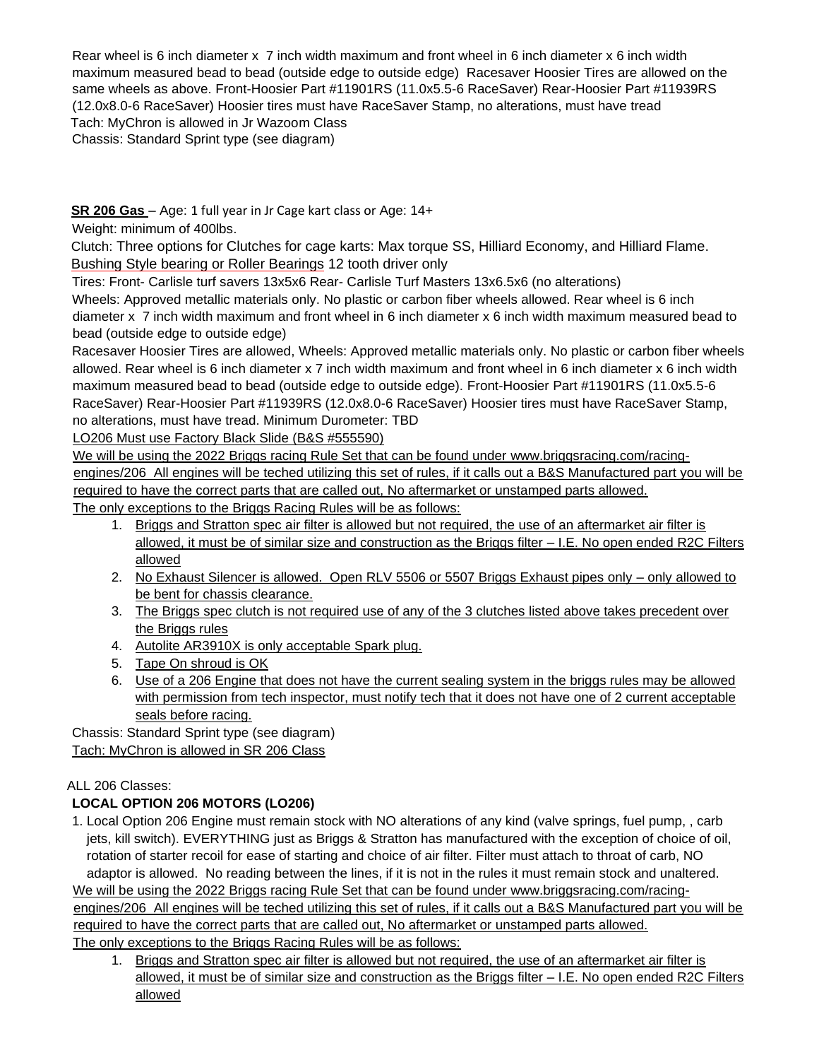Rear wheel is 6 inch diameter x 7 inch width maximum and front wheel in 6 inch diameter x 6 inch width maximum measured bead to bead (outside edge to outside edge) Racesaver Hoosier Tires are allowed on the same wheels as above. Front-Hoosier Part #11901RS (11.0x5.5-6 RaceSaver) Rear-Hoosier Part #11939RS (12.0x8.0-6 RaceSaver) Hoosier tires must have RaceSaver Stamp, no alterations, must have tread

Tach: MyChron is allowed in Jr Wazoom Class

Chassis: Standard Sprint type (see diagram)

**SR 206 Gas** – Age: 1 full year in Jr Cage kart class or Age: 14+

Weight: minimum of 400lbs.

Clutch: Three options for Clutches for cage karts: Max torque SS, Hilliard Economy, and Hilliard Flame. Bushing Style bearing or Roller Bearings 12 tooth driver only

Tires: Front- Carlisle turf savers 13x5x6 Rear- Carlisle Turf Masters 13x6.5x6 (no alterations)

Wheels: Approved metallic materials only. No plastic or carbon fiber wheels allowed. Rear wheel is 6 inch diameter x 7 inch width maximum and front wheel in 6 inch diameter x 6 inch width maximum measured bead to bead (outside edge to outside edge)

Racesaver Hoosier Tires are allowed, Wheels: Approved metallic materials only. No plastic or carbon fiber wheels allowed. Rear wheel is 6 inch diameter x 7 inch width maximum and front wheel in 6 inch diameter x 6 inch width maximum measured bead to bead (outside edge to outside edge). Front-Hoosier Part #11901RS (11.0x5.5-6 RaceSaver) Rear-Hoosier Part #11939RS (12.0x8.0-6 RaceSaver) Hoosier tires must have RaceSaver Stamp, no alterations, must have tread. Minimum Durometer: TBD

LO206 Must use Factory Black Slide (B&S #555590)

We will be using the 2022 Briggs racing Rule Set that can be found under www.briggsracing.com/racing-engines/206 All engines will be teched utilizing this set of rules, if it calls out a B&S Manufactured part you will be required to have the correct parts that are called out, No aftermarket or unstamped parts allowed.

The only exceptions to the Briggs Racing Rules will be as follows:

1. Briggs and Stratton spec air filter is allowed but not required, the use of an aftermarket air filter is allowed, it must be of similar size and construction as the Briggs filter – I.E. No open ended R2C Filters allowed
2. No Exhaust Silencer is allowed. Open RLV 5506 or 5507 Briggs Exhaust pipes only – only allowed to be bent for chassis clearance.
3. The Briggs spec clutch is not required use of any of the 3 clutches listed above takes precedent over the Briggs rules
4. Autolite AR3910X is only acceptable Spark plug.
5. Tape On shroud is OK
6. Use of a 206 Engine that does not have the current sealing system in the briggs rules may be allowed with permission from tech inspector, must notify tech that it does not have one of 2 current acceptable seals before racing.

Chassis: Standard Sprint type (see diagram)

Tach: MyChron is allowed in SR 206 Class

ALL 206 Classes:

**LOCAL OPTION 206 MOTORS (LO206)**

1. Local Option 206 Engine must remain stock with NO alterations of any kind (valve springs, fuel pump, , carb jets, kill switch). EVERYTHING just as Briggs & Stratton has manufactured with the exception of choice of oil, rotation of starter recoil for ease of starting and choice of air filter. Filter must attach to throat of carb, NO adaptor is allowed. No reading between the lines, if it is not in the rules it must remain stock and unaltered.

We will be using the 2022 Briggs racing Rule Set that can be found under www.briggsracing.com/racing-engines/206 All engines will be teched utilizing this set of rules, if it calls out a B&S Manufactured part you will be required to have the correct parts that are called out, No aftermarket or unstamped parts allowed.

The only exceptions to the Briggs Racing Rules will be as follows:

1. Briggs and Stratton spec air filter is allowed but not required, the use of an aftermarket air filter is allowed, it must be of similar size and construction as the Briggs filter – I.E. No open ended R2C Filters allowed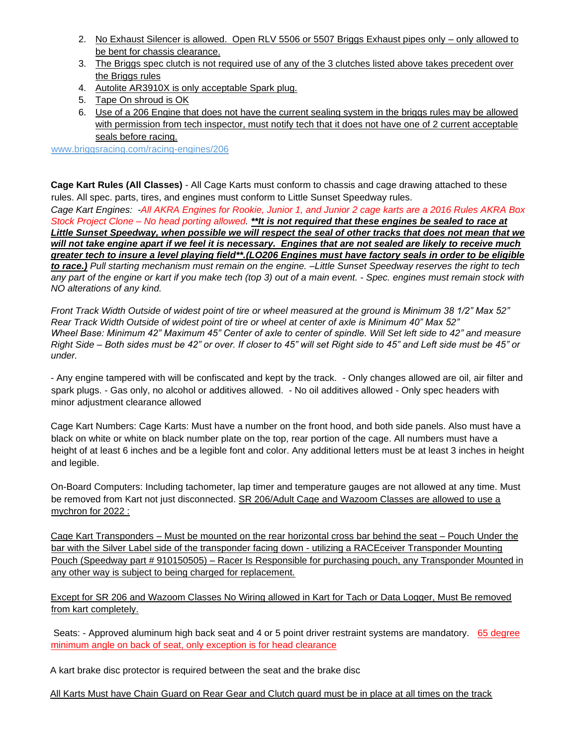2. No Exhaust Silencer is allowed. Open RLV 5506 or 5507 Briggs Exhaust pipes only – only allowed to be bent for chassis clearance.
3. The Briggs spec clutch is not required use of any of the 3 clutches listed above takes precedent over the Briggs rules
4. Autolite AR3910X is only acceptable Spark plug.
5. Tape On shroud is OK
6. Use of a 206 Engine that does not have the current sealing system in the briggs rules may be allowed with permission from tech inspector, must notify tech that it does not have one of 2 current acceptable seals before racing.

www.briggsracing.com/racing-engines/206

**Cage Kart Rules (All Classes)** - All Cage Karts must conform to chassis and cage drawing attached to these rules. All spec. parts, tires, and engines must conform to Little Sunset Speedway rules.
*Cage Kart Engines: -All AKRA Engines for Rookie, Junior 1, and Junior 2 cage karts are a 2016 Rules AKRA Box Stock Project Clone – No head porting allowed.* ***\*\*It is not required that these engines be sealed to race at Little Sunset Speedway, when possible we will respect the seal of other tracks that does not mean that we will not take engine apart if we feel it is necessary. Engines that are not sealed are likely to receive much greater tech to insure a level playing field\*\*.(LO206 Engines must have factory seals in order to be eligible to race.)*** *Pull starting mechanism must remain on the engine. –Little Sunset Speedway reserves the right to tech any part of the engine or kart if you make tech (top 3) out of a main event. - Spec. engines must remain stock with NO alterations of any kind.*

*Front Track Width Outside of widest point of tire or wheel measured at the ground is Minimum 38 1/2" Max 52"*
*Rear Track Width Outside of widest point of tire or wheel at center of axle is Minimum 40" Max 52"*
*Wheel Base: Minimum 42" Maximum 45" Center of axle to center of spindle. Will Set left side to 42" and measure Right Side – Both sides must be 42" or over. If closer to 45" will set Right side to 45" and Left side must be 45" or under.*

- Any engine tampered with will be confiscated and kept by the track. - Only changes allowed are oil, air filter and spark plugs. - Gas only, no alcohol or additives allowed. - No oil additives allowed - Only spec headers with minor adjustment clearance allowed

Cage Kart Numbers: Cage Karts: Must have a number on the front hood, and both side panels. Also must have a black on white or white on black number plate on the top, rear portion of the cage. All numbers must have a height of at least 6 inches and be a legible font and color. Any additional letters must be at least 3 inches in height and legible.

On-Board Computers: Including tachometer, lap timer and temperature gauges are not allowed at any time. Must be removed from Kart not just disconnected. SR 206/Adult Cage and Wazoom Classes are allowed to use a mychron for 2022 :

Cage Kart Transponders – Must be mounted on the rear horizontal cross bar behind the seat – Pouch Under the bar with the Silver Label side of the transponder facing down - utilizing a RACEceiver Transponder Mounting Pouch (Speedway part # 910150505) – Racer Is Responsible for purchasing pouch, any Transponder Mounted in any other way is subject to being charged for replacement.

Except for SR 206 and Wazoom Classes No Wiring allowed in Kart for Tach or Data Logger, Must Be removed from kart completely.

Seats: - Approved aluminum high back seat and 4 or 5 point driver restraint systems are mandatory. 65 degree minimum angle on back of seat, only exception is for head clearance

A kart brake disc protector is required between the seat and the brake disc

All Karts Must have Chain Guard on Rear Gear and Clutch guard must be in place at all times on the track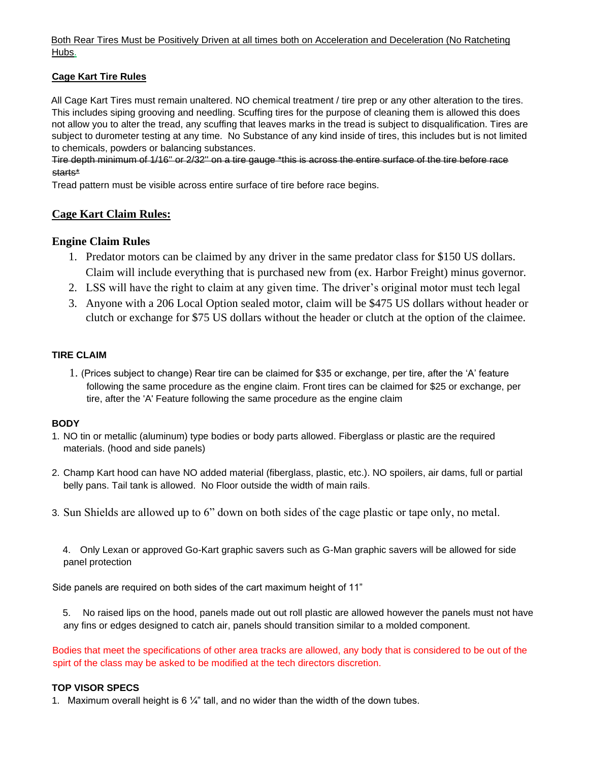Both Rear Tires Must be Positively Driven at all times both on Acceleration and Deceleration (No Ratcheting Hubs.

**Cage Kart Tire Rules**

All Cage Kart Tires must remain unaltered. NO chemical treatment / tire prep or any other alteration to the tires. This includes siping grooving and needling. Scuffing tires for the purpose of cleaning them is allowed this does not allow you to alter the tread, any scuffing that leaves marks in the tread is subject to disqualification. Tires are subject to durometer testing at any time. No Substance of any kind inside of tires, this includes but is not limited to chemicals, powders or balancing substances.

~~Tire depth minimum of 1/16" or 2/32" on a tire gauge *this is across the entire surface of the tire before race starts*~~

Tread pattern must be visible across entire surface of tire before race begins.

## Cage Kart Claim Rules:

### Engine Claim Rules

1. Predator motors can be claimed by any driver in the same predator class for $150 US dollars. Claim will include everything that is purchased new from (ex. Harbor Freight) minus governor.
2. LSS will have the right to claim at any given time. The driver's original motor must tech legal
3. Anyone with a 206 Local Option sealed motor, claim will be $475 US dollars without header or clutch or exchange for $75 US dollars without the header or clutch at the option of the claimee.

**TIRE CLAIM**

1. (Prices subject to change) Rear tire can be claimed for $35 or exchange, per tire, after the 'A' feature following the same procedure as the engine claim. Front tires can be claimed for $25 or exchange, per tire, after the 'A' Feature following the same procedure as the engine claim

**BODY**

1. NO tin or metallic (aluminum) type bodies or body parts allowed. Fiberglass or plastic are the required materials. (hood and side panels)
2. Champ Kart hood can have NO added material (fiberglass, plastic, etc.). NO spoilers, air dams, full or partial belly pans. Tail tank is allowed. No Floor outside the width of main rails.
3. Sun Shields are allowed up to 6" down on both sides of the cage plastic or tape only, no metal.
4. Only Lexan or approved Go-Kart graphic savers such as G-Man graphic savers will be allowed for side panel protection

Side panels are required on both sides of the cart maximum height of 11"

5. No raised lips on the hood, panels made out out roll plastic are allowed however the panels must not have any fins or edges designed to catch air, panels should transition similar to a molded component.

Bodies that meet the specifications of other area tracks are allowed, any body that is considered to be out of the spirt of the class may be asked to be modified at the tech directors discretion.

**TOP VISOR SPECS**

1. Maximum overall height is 6 ¼" tall, and no wider than the width of the down tubes.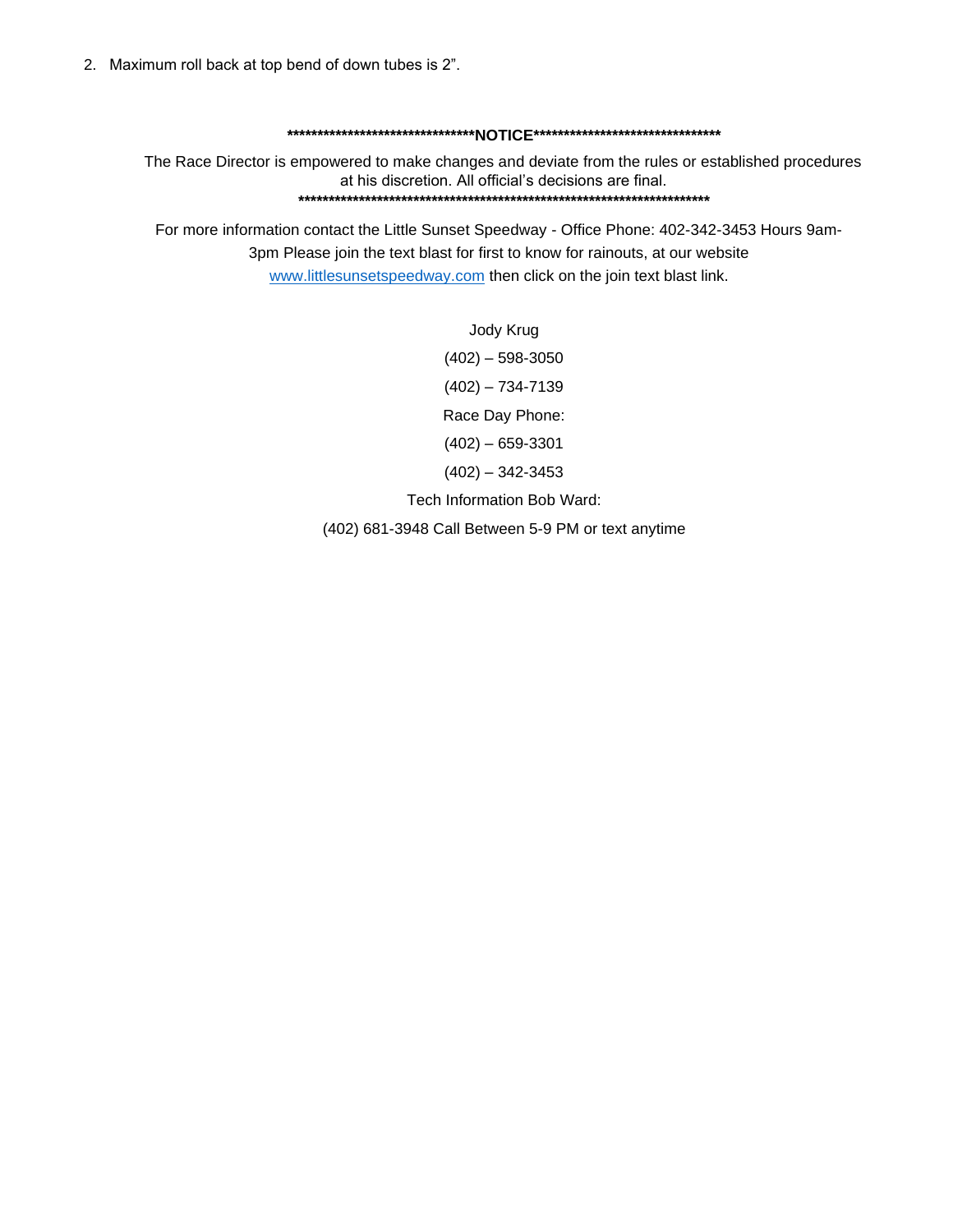2. Maximum roll back at top bend of down tubes is 2".

**\*\*\*\*\*\*\*\*\*\*\*\*\*\*\*\*\*\*\*\*\*\*\*\*\*\*\*\*\*\*\*\*NOTICE\*\*\*\*\*\*\*\*\*\*\*\*\*\*\*\*\*\*\*\*\*\*\*\*\*\*\*\*\*\*\*\***

The Race Director is empowered to make changes and deviate from the rules or established procedures at his discretion. All official's decisions are final.

**\*\*\*\*\*\*\*\*\*\*\*\*\*\*\*\*\*\*\*\*\*\*\*\*\*\*\*\*\*\*\*\*\*\*\*\*\*\*\*\*\*\*\*\*\*\*\*\*\*\*\*\*\*\*\*\*\*\*\*\*\*\*\*\*\*\*\*\*\*\***

For more information contact the Little Sunset Speedway - Office Phone: 402-342-3453 Hours 9am-3pm Please join the text blast for first to know for rainouts, at our website [www.littlesunsetspeedway.com](http://www.littlesunsetspeedway.com) then click on the join text blast link.

Jody Krug

(402) – 598-3050

(402) – 734-7139

Race Day Phone:

(402) – 659-3301

(402) – 342-3453

Tech Information Bob Ward:

(402) 681-3948 Call Between 5-9 PM or text anytime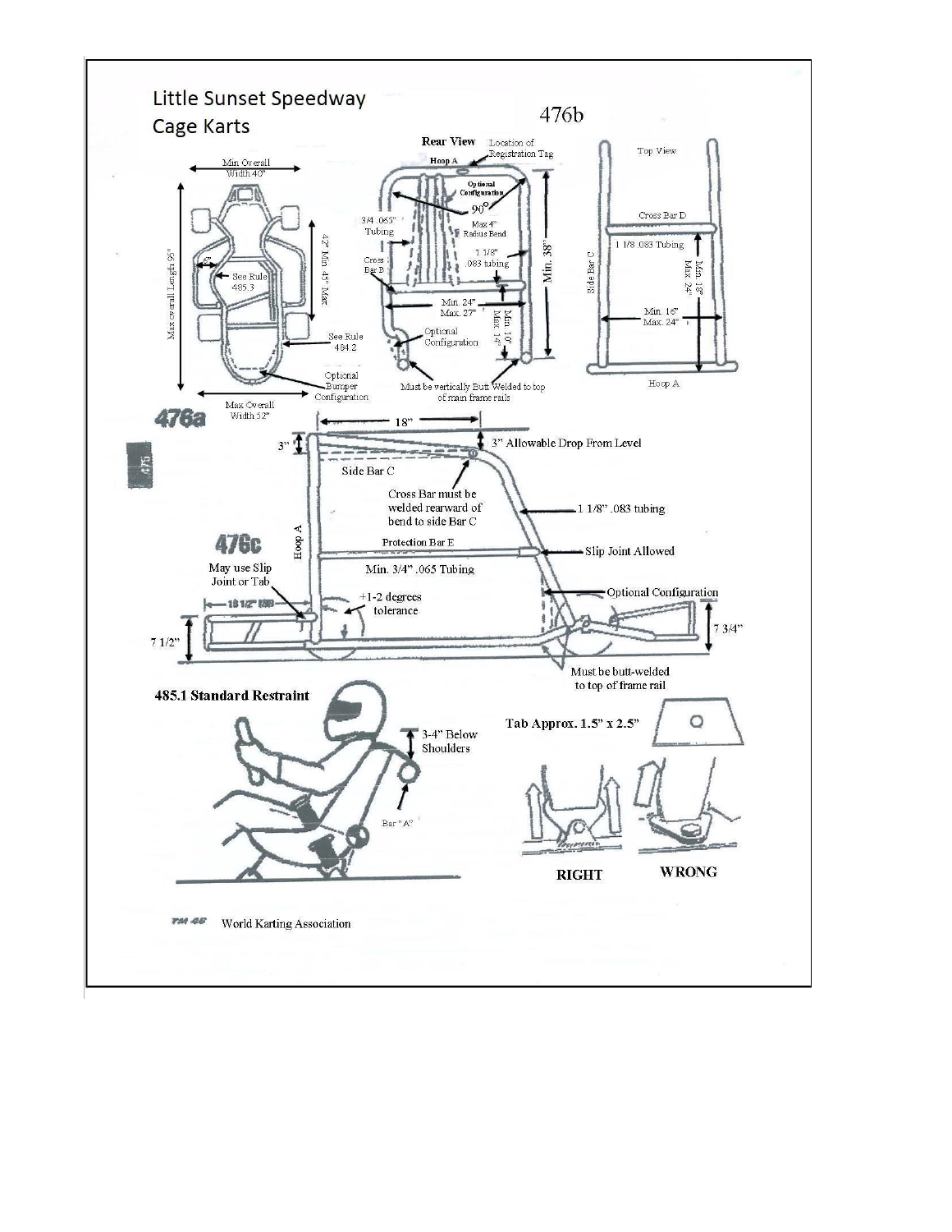# Little Sunset Speedway
# Cage Karts

476b

476a

Min Overall Width 40"

Max overall Length 95"

42" Min 45" Max

6"

See Rule 485.3

See Rule 484.2

Optional Bumper Configuration

Max Overall Width 52"

**Rear View**

Location of Registration Tag

Hoop A

Optional Configuration

90°

3/4 .065" Tubing

Max 4" Radius Bend

1 1/8" .083 tubing

Cross Bar B

Min. 38"

Min. 24" Max. 27"

Min 10" Max 14"

Optional Configuration

Must be vertically Butt Welded to top of main frame rails

Top View

Cross Bar D

1 1/8 .083 Tubing

Side Bar C

Min. 18" Max. 24"

Min. 16" Max. 24"

Hoop A

476c

18"

3"

3" Allowable Drop From Level

Side Bar C

Cross Bar must be welded rearward of bend to side Bar C

1 1/8" .083 tubing

Hoop A

Protection Bar E

Slip Joint Allowed

Min. 3/4" .065 Tubing

May use Slip Joint or Tab

18 1/2"

+1-2 degrees tolerance

Optional Configuration

7 1/2"

7 3/4"

Must be butt-welded to top of frame rail

**485.1 Standard Restraint**

3-4" Below Shoulders

Bar "A"

**Tab Approx. 1.5" x 2.5"**

**RIGHT**

**WRONG**

World Karting Association